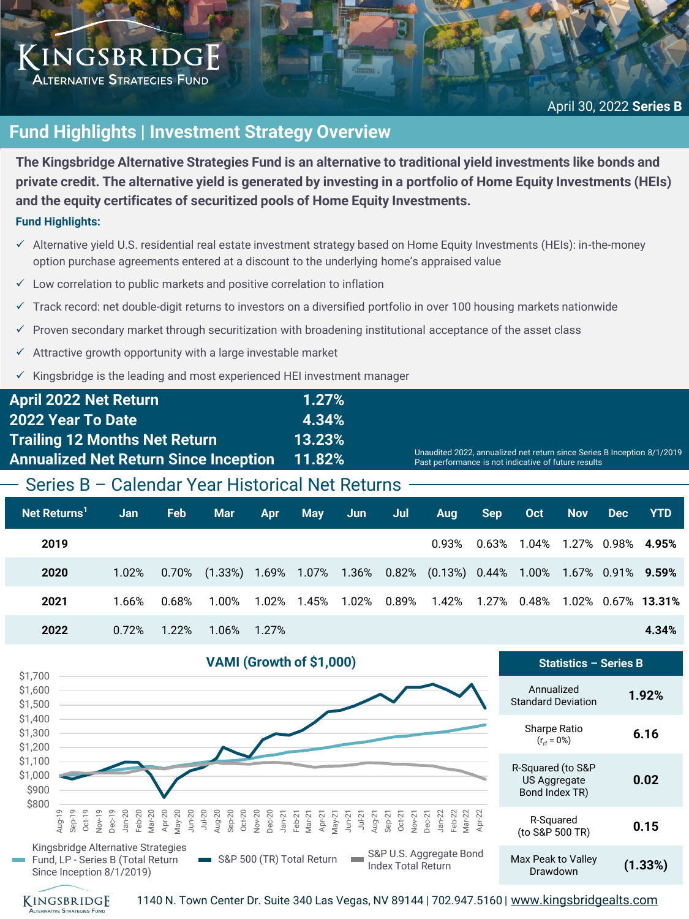# KINGSBRIDGE Alternative Strategies Fund

April 30, 2022 **Series B**

## Fund Highlights | Investment Strategy Overview

**The Kingsbridge Alternative Strategies Fund is an alternative to traditional yield investments like bonds and private credit. The alternative yield is generated by investing in a portfolio of Home Equity Investments (HEIs) and the equity certificates of securitized pools of Home Equity Investments.**

**Fund Highlights:**

- ✓ Alternative yield U.S. residential real estate investment strategy based on Home Equity Investments (HEIs): in-the-money option purchase agreements entered at a discount to the underlying home's appraised value
- ✓ Low correlation to public markets and positive correlation to inflation
- ✓ Track record: net double-digit returns to investors on a diversified portfolio in over 100 housing markets nationwide
- ✓ Proven secondary market through securitization with broadening institutional acceptance of the asset class
- ✓ Attractive growth opportunity with a large investable market
- ✓ Kingsbridge is the leading and most experienced HEI investment manager

| | |
|---|---|
| **April 2022 Net Return** | **1.27%** |
| **2022 Year To Date** | **4.34%** |
| **Trailing 12 Months Net Return** | **13.23%** |
| **Annualized Net Return Since Inception** | **11.82%** |

Unaudited 2022, annualized net return since Series B Inception 8/1/2019
Past performance is not indicative of future results

## Series B – Calendar Year Historical Net Returns

| Net Returns[1] | Jan | Feb | Mar | Apr | May | Jun | Jul | Aug | Sep | Oct | Nov | Dec | YTD |
|---|---|---|---|---|---|---|---|---|---|---|---|---|---|
| **2019** | | | | | | | | 0.93% | 0.63% | 1.04% | 1.27% | 0.98% | **4.95%** |
| **2020** | 1.02% | 0.70% | (1.33%) | 1.69% | 1.07% | 1.36% | 0.82% | (0.13%) | 0.44% | 1.00% | 1.67% | 0.91% | **9.59%** |
| **2021** | 1.66% | 0.68% | 1.00% | 1.02% | 1.45% | 1.02% | 0.89% | 1.42% | 1.27% | 0.48% | 1.02% | 0.67% | **13.31%** |
| **2022** | 0.72% | 1.22% | 1.06% | 1.27% | | | | | | | | | **4.34%** |

**VAMI (Growth of $1,000)**

Legend: Kingsbridge Alternative Strategies Fund, LP - Series B (Total Return Since Inception 8/1/2019); S&P 500 (TR) Total Return; S&P U.S. Aggregate Bond Index Total Return

| Statistics – Series B | |
|---|---|
| Annualized Standard Deviation | **1.92%** |
| Sharpe Ratio ($r_{rf}$ = 0%) | **6.16** |
| R-Squared (to S&P US Aggregate Bond Index TR) | **0.02** |
| R-Squared (to S&P 500 TR) | **0.15** |
| Max Peak to Valley Drawdown | **(1.33%)** |

1140 N. Town Center Dr. Suite 340 Las Vegas, NV 89144 | 702.947.5160 | www.kingsbridgealts.com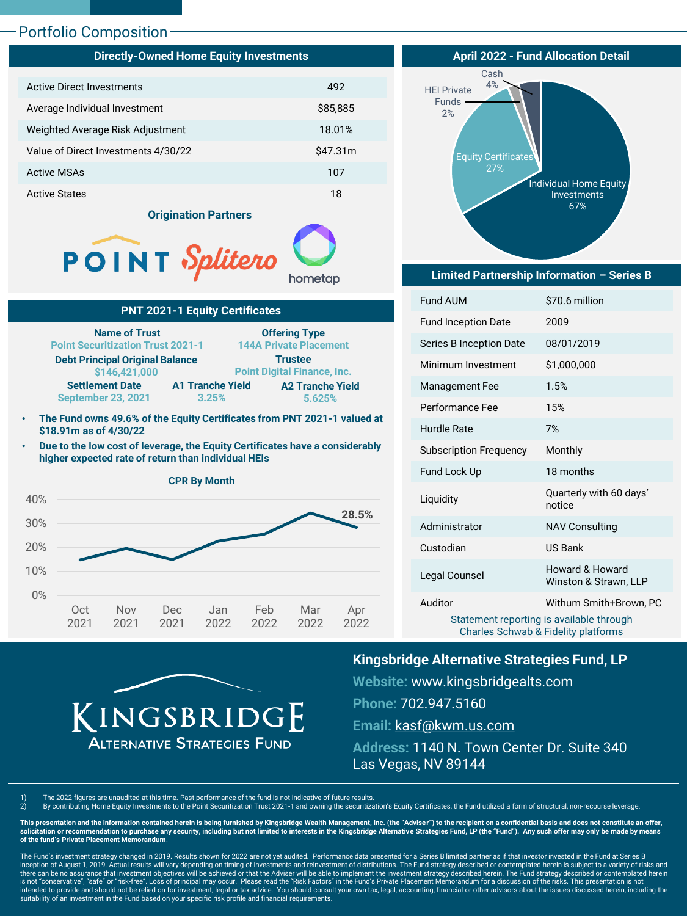## Portfolio Composition

### Directly-Owned Home Equity Investments

| | |
|---|---|
| Active Direct Investments | 492 |
| Average Individual Investment | $85,885 |
| Weighted Average Risk Adjustment | 18.01% |
| Value of Direct Investments 4/30/22 | $47.31m |
| Active MSAs | 107 |
| Active States | 18 |

**Origination Partners**

POINT Splitero hometap

### April 2022 - Fund Allocation Detail

Cash 4%
HEI Private Funds 2%
Equity Certificates 27%
Individual Home Equity Investments 67%

### PNT 2021-1 Equity Certificates

| | | |
|---|---|---|
| **Name of Trust** Point Securitization Trust 2021-1 | | **Offering Type** 144A Private Placement |
| **Debt Principal Original Balance** $146,421,000 | | **Trustee** Point Digital Finance, Inc. |
| **Settlement Date** September 23, 2021 | **A1 Tranche Yield** 3.25% | **A2 Tranche Yield** 5.625% |

- **The Fund owns 49.6% of the Equity Certificates from PNT 2021-1 valued at $18.91m as of 4/30/22**
- **Due to the low cost of leverage, the Equity Certificates have a considerably higher expected rate of return than individual HEIs**

**CPR By Month**

40%
30%
20%
10%
0%
28.5%
Oct 2021
Nov 2021
Dec 2021
Jan 2022
Feb 2022
Mar 2022
Apr 2022

### Limited Partnership Information – Series B

| | |
|---|---|
| Fund AUM | $70.6 million |
| Fund Inception Date | 2009 |
| Series B Inception Date | 08/01/2019 |
| Minimum Investment | $1,000,000 |
| Management Fee | 1.5% |
| Performance Fee | 15% |
| Hurdle Rate | 7% |
| Subscription Frequency | Monthly |
| Fund Lock Up | 18 months |
| Liquidity | Quarterly with 60 days' notice |
| Administrator | NAV Consulting |
| Custodian | US Bank |
| Legal Counsel | Howard & Howard Winston & Strawn, LLP |
| Auditor | Withum Smith+Brown, PC |

Statement reporting is available through Charles Schwab & Fidelity platforms

KINGSBRIDGE ALTERNATIVE STRATEGIES FUND

**Kingsbridge Alternative Strategies Fund, LP**

**Website:** www.kingsbridgealts.com

**Phone:** 702.947.5160

**Email:** kasf@kwm.us.com

**Address:** 1140 N. Town Center Dr. Suite 340 Las Vegas, NV 89144

1) The 2022 figures are unaudited at this time. Past performance of the fund is not indicative of future results.
2) By contributing Home Equity Investments to the Point Securitization Trust 2021-1 and owning the securitization's Equity Certificates, the Fund utilized a form of structural, non-recourse leverage.

**This presentation and the information contained herein is being furnished by Kingsbridge Wealth Management, Inc. (the "Adviser") to the recipient on a confidential basis and does not constitute an offer, solicitation or recommendation to purchase any security, including but not limited to interests in the Kingsbridge Alternative Strategies Fund, LP (the "Fund"). Any such offer may only be made by means of the fund's Private Placement Memorandum.**

The Fund's investment strategy changed in 2019. Results shown for 2022 are not yet audited. Performance data presented for a Series B limited partner as if that investor invested in the Fund at Series B inception of August 1, 2019. Actual results will vary depending on timing of investments and reinvestment of distributions. The Fund strategy described or contemplated herein is subject to a variety of risks and there can be no assurance that investment objectives will be achieved or that the Adviser will be able to implement the investment strategy described herein. The Fund strategy described or contemplated herein is not "conservative", "safe" or "risk-free". Loss of principal may occur. Please read the "Risk Factors" in the Fund's Private Placement Memorandum for a discussion of the risks. This presentation is not intended to provide and should not be relied on for investment, legal or tax advice. You should consult your own tax, legal, accounting, financial or other advisors about the issues discussed herein, including the suitability of an investment in the Fund based on your specific risk profile and financial requirements.